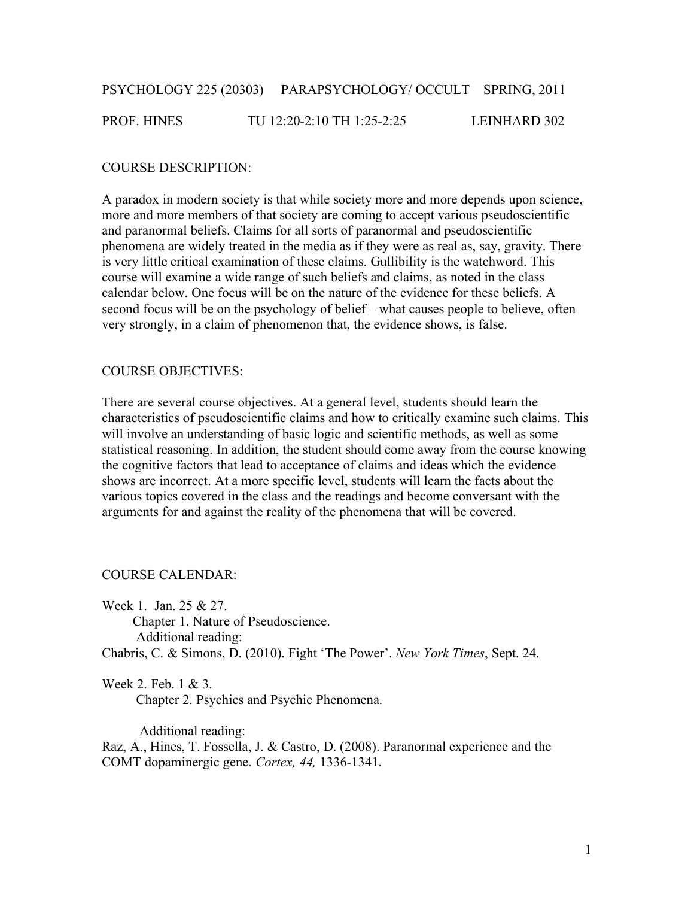PSYCHOLOGY 225 (20303) PARAPSYCHOLOGY/ OCCULT SPRING, 2011

PROF. HINES TU 12:20-2:10 TH 1:25-2:25 LEINHARD 302

## COURSE DESCRIPTION:

A paradox in modern society is that while society more and more depends upon science, more and more members of that society are coming to accept various pseudoscientific and paranormal beliefs. Claims for all sorts of paranormal and pseudoscientific phenomena are widely treated in the media as if they were as real as, say, gravity. There is very little critical examination of these claims. Gullibility is the watchword. This course will examine a wide range of such beliefs and claims, as noted in the class calendar below. One focus will be on the nature of the evidence for these beliefs. A second focus will be on the psychology of belief – what causes people to believe, often very strongly, in a claim of phenomenon that, the evidence shows, is false.

## COURSE OBJECTIVES:

There are several course objectives. At a general level, students should learn the characteristics of pseudoscientific claims and how to critically examine such claims. This will involve an understanding of basic logic and scientific methods, as well as some statistical reasoning. In addition, the student should come away from the course knowing the cognitive factors that lead to acceptance of claims and ideas which the evidence shows are incorrect. At a more specific level, students will learn the facts about the various topics covered in the class and the readings and become conversant with the arguments for and against the reality of the phenomena that will be covered.

## COURSE CALENDAR:

Week 1. Jan. 25 & 27.
Chapter 1. Nature of Pseudoscience.
Additional reading:
Chabris, C. & Simons, D. (2010). Fight 'The Power'. *New York Times*, Sept. 24.

Week 2. Feb. 1 & 3.
Chapter 2. Psychics and Psychic Phenomena.

Additional reading:
Raz, A., Hines, T. Fossella, J. & Castro, D. (2008). Paranormal experience and the COMT dopaminergic gene. *Cortex, 44,* 1336-1341.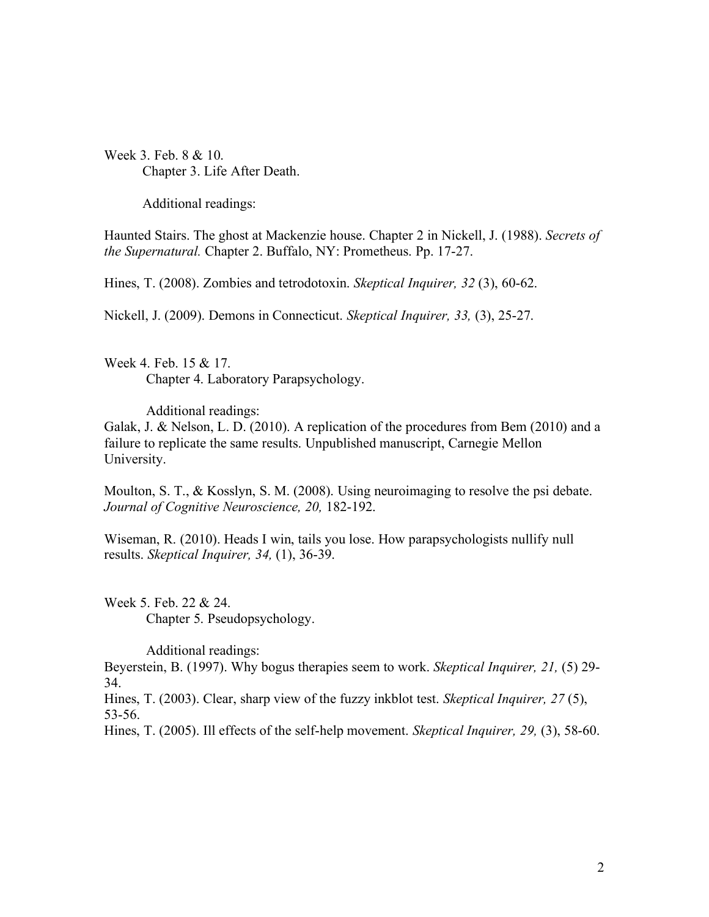Week 3. Feb. 8 & 10.

Chapter 3. Life After Death.

Additional readings:

Haunted Stairs. The ghost at Mackenzie house. Chapter 2 in Nickell, J. (1988). *Secrets of the Supernatural.* Chapter 2. Buffalo, NY: Prometheus. Pp. 17-27.

Hines, T. (2008). Zombies and tetrodotoxin. *Skeptical Inquirer, 32* (3), 60-62.

Nickell, J. (2009). Demons in Connecticut. *Skeptical Inquirer, 33,* (3), 25-27.

Week 4. Feb. 15 & 17.

Chapter 4. Laboratory Parapsychology.

Additional readings:

Galak, J. & Nelson, L. D. (2010). A replication of the procedures from Bem (2010) and a failure to replicate the same results. Unpublished manuscript, Carnegie Mellon University.

Moulton, S. T., & Kosslyn, S. M. (2008). Using neuroimaging to resolve the psi debate. *Journal of Cognitive Neuroscience, 20,* 182-192.

Wiseman, R. (2010). Heads I win, tails you lose. How parapsychologists nullify null results. *Skeptical Inquirer, 34,* (1), 36-39.

Week 5. Feb. 22 & 24.

Chapter 5. Pseudopsychology.

Additional readings:

Beyerstein, B. (1997). Why bogus therapies seem to work. *Skeptical Inquirer, 21,* (5) 29-34.

Hines, T. (2003). Clear, sharp view of the fuzzy inkblot test. *Skeptical Inquirer, 27* (5), 53-56.

Hines, T. (2005). Ill effects of the self-help movement. *Skeptical Inquirer, 29,* (3), 58-60.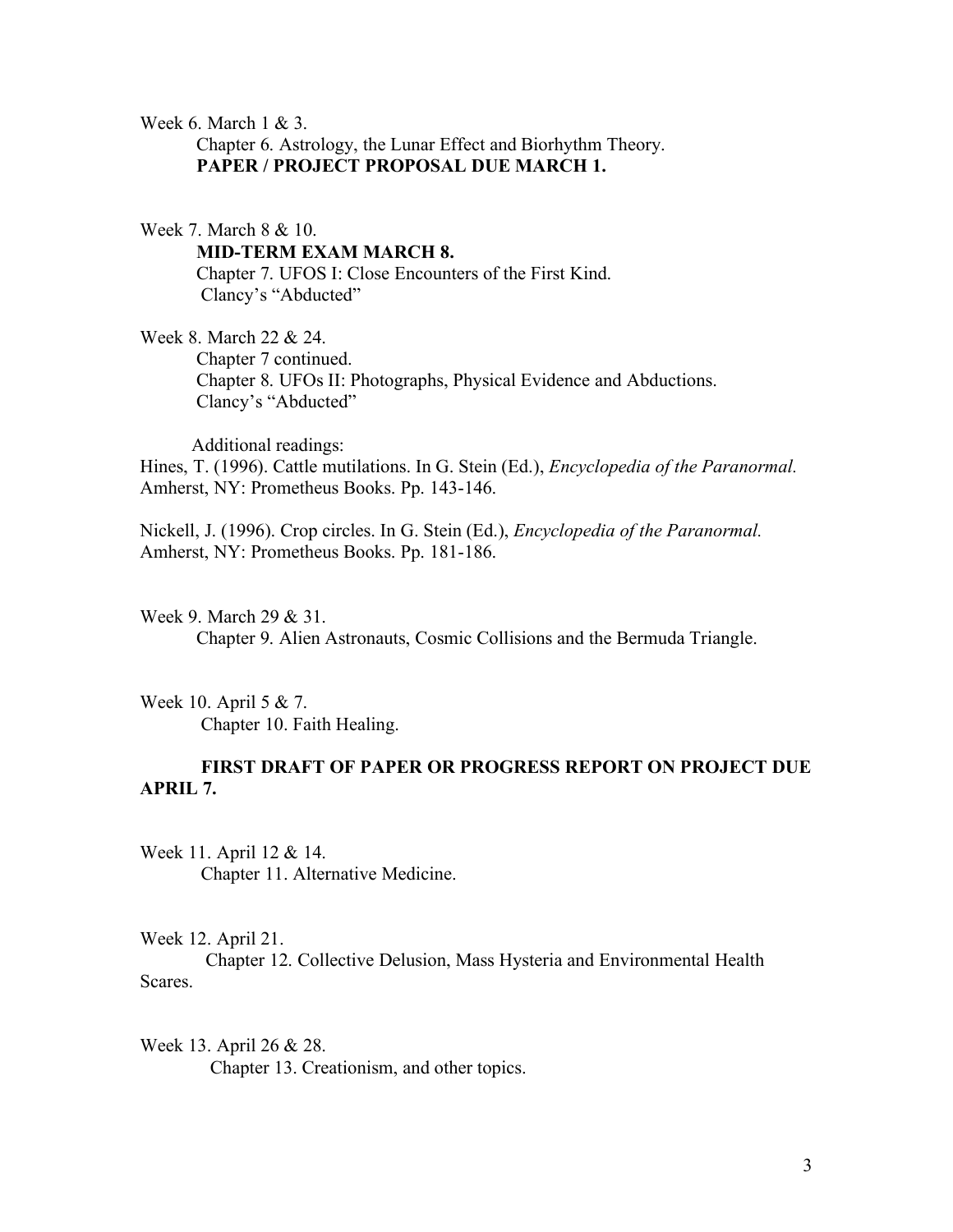Week 6. March 1 & 3.

Chapter 6. Astrology, the Lunar Effect and Biorhythm Theory.

**PAPER / PROJECT PROPOSAL DUE MARCH 1.**

Week 7. March 8 & 10.

**MID-TERM EXAM MARCH 8.**

Chapter 7. UFOS I: Close Encounters of the First Kind.

Clancy's "Abducted"

Week 8. March 22 & 24.

Chapter 7 continued.

Chapter 8. UFOs II: Photographs, Physical Evidence and Abductions.

Clancy's "Abducted"

Additional readings:

Hines, T. (1996). Cattle mutilations. In G. Stein (Ed.), *Encyclopedia of the Paranormal.* Amherst, NY: Prometheus Books. Pp. 143-146.

Nickell, J. (1996). Crop circles. In G. Stein (Ed.), *Encyclopedia of the Paranormal.* Amherst, NY: Prometheus Books. Pp. 181-186.

Week 9. March 29 & 31.

Chapter 9. Alien Astronauts, Cosmic Collisions and the Bermuda Triangle.

Week 10. April 5 & 7.

Chapter 10. Faith Healing.

**FIRST DRAFT OF PAPER OR PROGRESS REPORT ON PROJECT DUE APRIL 7.**

Week 11. April 12 & 14.

Chapter 11. Alternative Medicine.

Week 12. April 21.

Chapter 12. Collective Delusion, Mass Hysteria and Environmental Health Scares.

Week 13. April 26 & 28.

Chapter 13. Creationism, and other topics.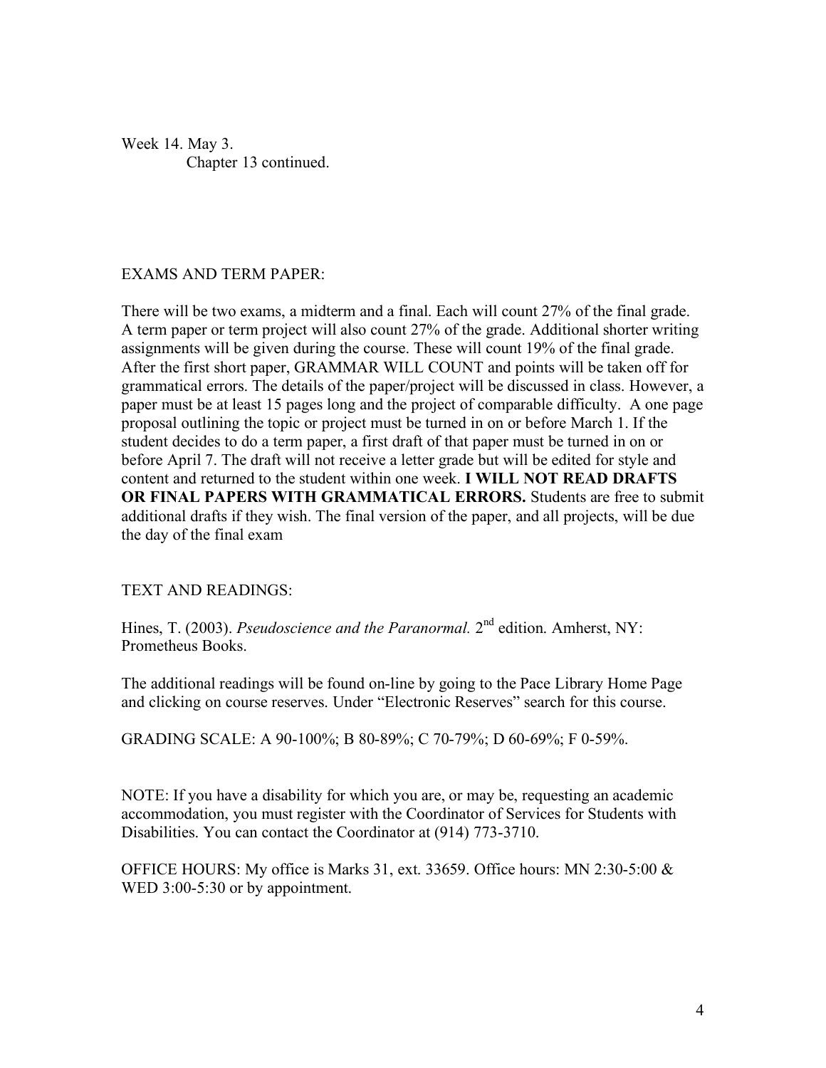Week 14. May 3.

Chapter 13 continued.

EXAMS AND TERM PAPER:

There will be two exams, a midterm and a final. Each will count 27% of the final grade. A term paper or term project will also count 27% of the grade. Additional shorter writing assignments will be given during the course. These will count 19% of the final grade. After the first short paper, GRAMMAR WILL COUNT and points will be taken off for grammatical errors. The details of the paper/project will be discussed in class. However, a paper must be at least 15 pages long and the project of comparable difficulty. A one page proposal outlining the topic or project must be turned in on or before March 1. If the student decides to do a term paper, a first draft of that paper must be turned in on or before April 7. The draft will not receive a letter grade but will be edited for style and content and returned to the student within one week. **I WILL NOT READ DRAFTS OR FINAL PAPERS WITH GRAMMATICAL ERRORS.** Students are free to submit additional drafts if they wish. The final version of the paper, and all projects, will be due the day of the final exam

TEXT AND READINGS:

Hines, T. (2003). *Pseudoscience and the Paranormal.* 2nd edition. Amherst, NY: Prometheus Books.

The additional readings will be found on-line by going to the Pace Library Home Page and clicking on course reserves. Under "Electronic Reserves" search for this course.

GRADING SCALE: A 90-100%; B 80-89%; C 70-79%; D 60-69%; F 0-59%.

NOTE: If you have a disability for which you are, or may be, requesting an academic accommodation, you must register with the Coordinator of Services for Students with Disabilities. You can contact the Coordinator at (914) 773-3710.

OFFICE HOURS: My office is Marks 31, ext. 33659. Office hours: MN 2:30-5:00 & WED 3:00-5:30 or by appointment.